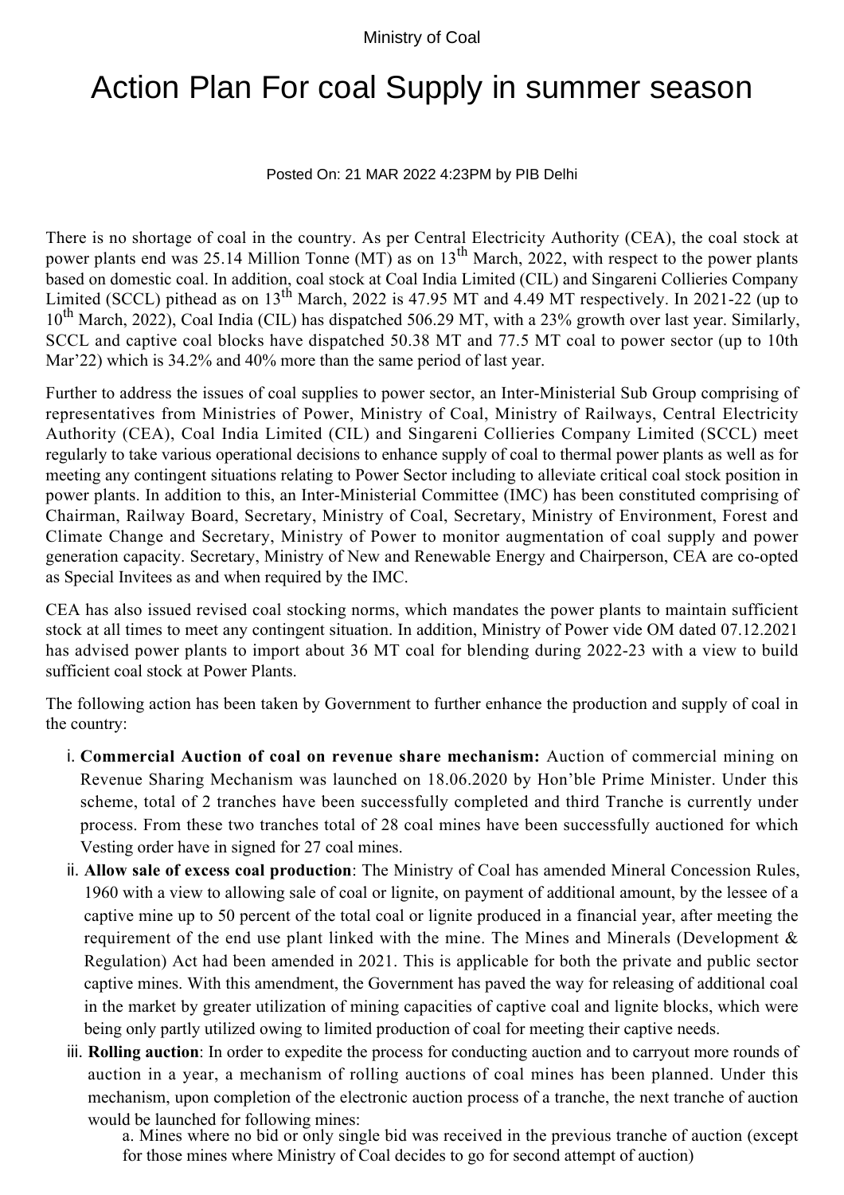Ministry of Coal

# Action Plan For coal Supply in summer season

Posted On: 21 MAR 2022 4:23PM by PIB Delhi

There is no shortage of coal in the country. As per Central Electricity Authority (CEA), the coal stock at power plants end was 25.14 Million Tonne (MT) as on 13th March, 2022, with respect to the power plants based on domestic coal. In addition, coal stock at Coal India Limited (CIL) and Singareni Collieries Company Limited (SCCL) pithead as on 13th March, 2022 is 47.95 MT and 4.49 MT respectively. In 2021-22 (up to 10th March, 2022), Coal India (CIL) has dispatched 506.29 MT, with a 23% growth over last year. Similarly, SCCL and captive coal blocks have dispatched 50.38 MT and 77.5 MT coal to power sector (up to 10th Mar'22) which is 34.2% and 40% more than the same period of last year.

Further to address the issues of coal supplies to power sector, an Inter-Ministerial Sub Group comprising of representatives from Ministries of Power, Ministry of Coal, Ministry of Railways, Central Electricity Authority (CEA), Coal India Limited (CIL) and Singareni Collieries Company Limited (SCCL) meet regularly to take various operational decisions to enhance supply of coal to thermal power plants as well as for meeting any contingent situations relating to Power Sector including to alleviate critical coal stock position in power plants. In addition to this, an Inter-Ministerial Committee (IMC) has been constituted comprising of Chairman, Railway Board, Secretary, Ministry of Coal, Secretary, Ministry of Environment, Forest and Climate Change and Secretary, Ministry of Power to monitor augmentation of coal supply and power generation capacity. Secretary, Ministry of New and Renewable Energy and Chairperson, CEA are co-opted as Special Invitees as and when required by the IMC.

CEA has also issued revised coal stocking norms, which mandates the power plants to maintain sufficient stock at all times to meet any contingent situation. In addition, Ministry of Power vide OM dated 07.12.2021 has advised power plants to import about 36 MT coal for blending during 2022-23 with a view to build sufficient coal stock at Power Plants.

The following action has been taken by Government to further enhance the production and supply of coal in the country:

i. **Commercial Auction of coal on revenue share mechanism:** Auction of commercial mining on Revenue Sharing Mechanism was launched on 18.06.2020 by Hon'ble Prime Minister. Under this scheme, total of 2 tranches have been successfully completed and third Tranche is currently under process. From these two tranches total of 28 coal mines have been successfully auctioned for which Vesting order have in signed for 27 coal mines.

ii. **Allow sale of excess coal production**: The Ministry of Coal has amended Mineral Concession Rules, 1960 with a view to allowing sale of coal or lignite, on payment of additional amount, by the lessee of a captive mine up to 50 percent of the total coal or lignite produced in a financial year, after meeting the requirement of the end use plant linked with the mine. The Mines and Minerals (Development & Regulation) Act had been amended in 2021. This is applicable for both the private and public sector captive mines. With this amendment, the Government has paved the way for releasing of additional coal in the market by greater utilization of mining capacities of captive coal and lignite blocks, which were being only partly utilized owing to limited production of coal for meeting their captive needs.

iii. **Rolling auction**: In order to expedite the process for conducting auction and to carryout more rounds of auction in a year, a mechanism of rolling auctions of coal mines has been planned. Under this mechanism, upon completion of the electronic auction process of a tranche, the next tranche of auction would be launched for following mines:

   a. Mines where no bid or only single bid was received in the previous tranche of auction (except for those mines where Ministry of Coal decides to go for second attempt of auction)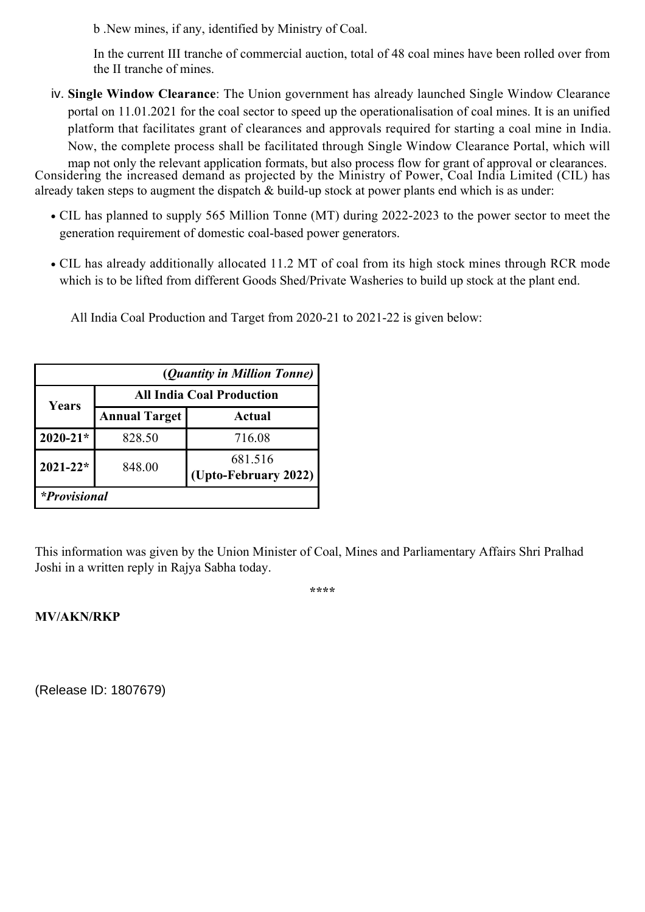b .New mines, if any, identified by Ministry of Coal.

In the current III tranche of commercial auction, total of 48 coal mines have been rolled over from the II tranche of mines.

iv. **Single Window Clearance**: The Union government has already launched Single Window Clearance portal on 11.01.2021 for the coal sector to speed up the operationalisation of coal mines. It is an unified platform that facilitates grant of clearances and approvals required for starting a coal mine in India. Now, the complete process shall be facilitated through Single Window Clearance Portal, which will map not only the relevant application formats, but also process flow for grant of approval or clearances.

Considering the increased demand as projected by the Ministry of Power, Coal India Limited (CIL) has already taken steps to augment the dispatch & build-up stock at power plants end which is as under:

- CIL has planned to supply 565 Million Tonne (MT) during 2022-2023 to the power sector to meet the generation requirement of domestic coal-based power generators.
- CIL has already additionally allocated 11.2 MT of coal from its high stock mines through RCR mode which is to be lifted from different Goods Shed/Private Washeries to build up stock at the plant end.

All India Coal Production and Target from 2020-21 to 2021-22 is given below:

| (*Quantity in Million Tonne*) | | |
|---|---|---|
| **Years** | **All India Coal Production** | |
| | **Annual Target** | **Actual** |
| **2020-21*** | 828.50 | 716.08 |
| **2021-22*** | 848.00 | 681.516 **(Upto-February 2022)** |
| ***Provisional*** | | |

This information was given by the Union Minister of Coal, Mines and Parliamentary Affairs Shri Pralhad Joshi in a written reply in Rajya Sabha today.

\*\*\*\*

**MV/AKN/RKP**

(Release ID: 1807679)